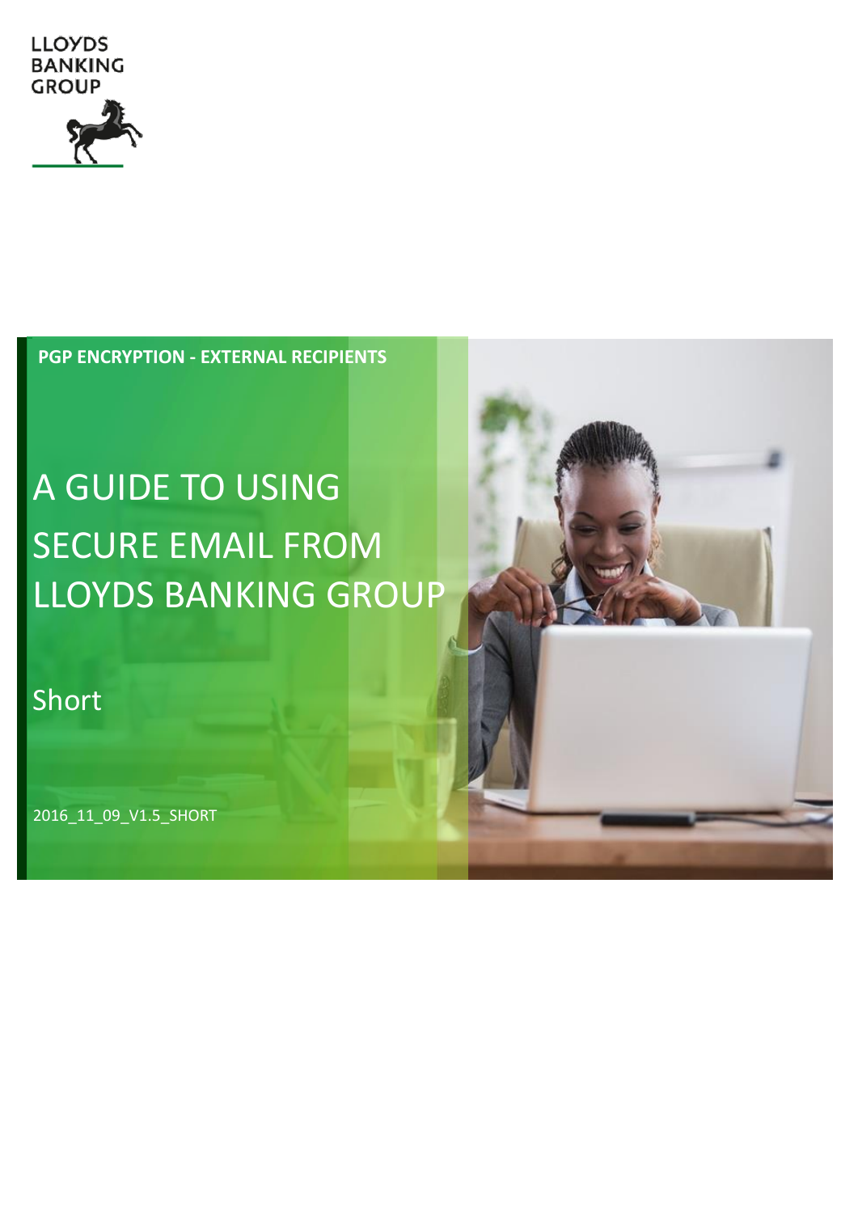LLOYDS BANKING GROUP

PGP ENCRYPTION - EXTERNAL RECIPIENTS

# A GUIDE TO USING SECURE EMAIL FROM LLOYDS BANKING GROUP

Short

2016_11_09_V1.5_SHORT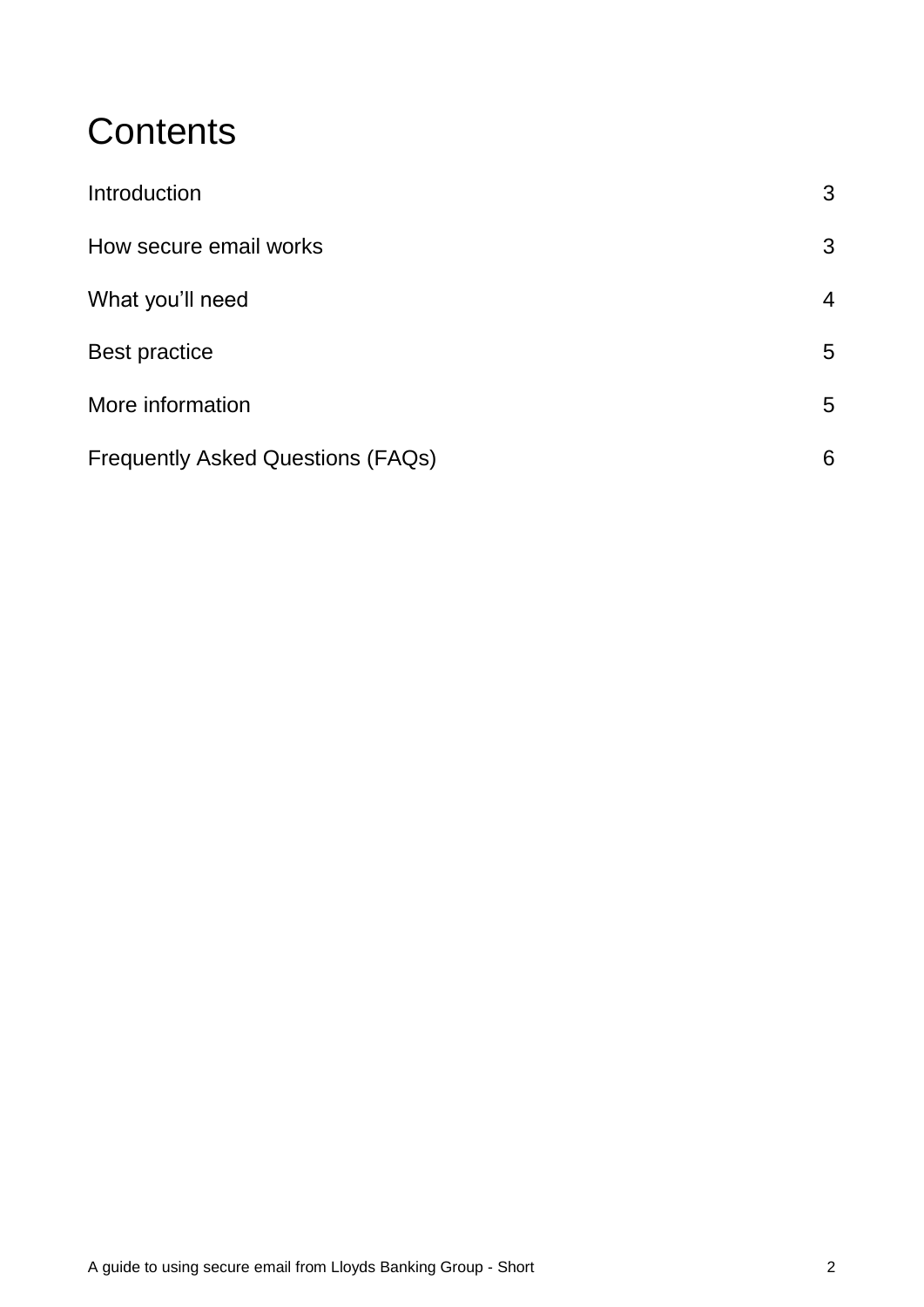# Contents

| | |
|---|---|
| Introduction | 3 |
| How secure email works | 3 |
| What you'll need | 4 |
| Best practice | 5 |
| More information | 5 |
| Frequently Asked Questions (FAQs) | 6 |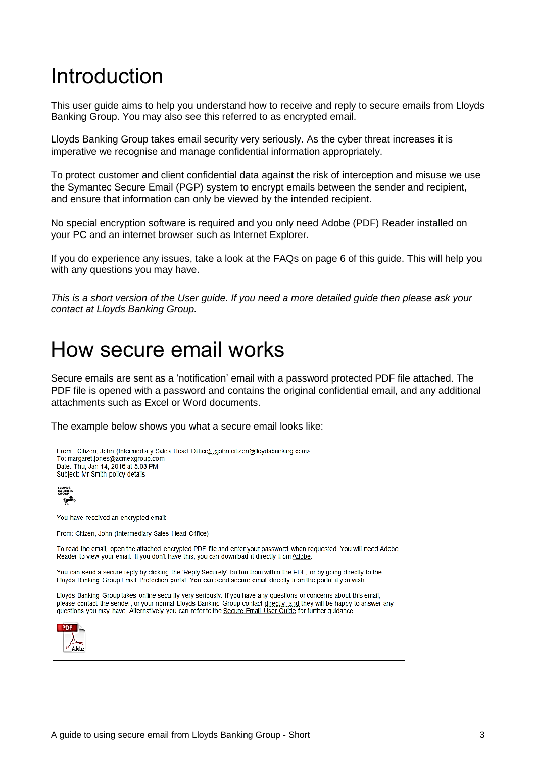# Introduction

This user guide aims to help you understand how to receive and reply to secure emails from Lloyds Banking Group. You may also see this referred to as encrypted email.

Lloyds Banking Group takes email security very seriously. As the cyber threat increases it is imperative we recognise and manage confidential information appropriately.

To protect customer and client confidential data against the risk of interception and misuse we use the Symantec Secure Email (PGP) system to encrypt emails between the sender and recipient, and ensure that information can only be viewed by the intended recipient.

No special encryption software is required and you only need Adobe (PDF) Reader installed on your PC and an internet browser such as Internet Explorer.

If you do experience any issues, take a look at the FAQs on page 6 of this guide. This will help you with any questions you may have.

*This is a short version of the User guide. If you need a more detailed guide then please ask your contact at Lloyds Banking Group.*

# How secure email works

Secure emails are sent as a 'notification' email with a password protected PDF file attached. The PDF file is opened with a password and contains the original confidential email, and any additional attachments such as Excel or Word documents.

The example below shows you what a secure email looks like:

From: Citizen, John (Intermediary Sales Head Office) <john.citizen@lloydsbanking.com>
To: margaret.jones@acmexgroup.com
Date: Thu, Jan 14, 2016 at 5:03 PM
Subject: Mr Smith policy details

LLOYDS BANKING GROUP

You have received an encrypted email:

From: Citizen, John (Intermediary Sales Head Office)

To read the email, open the attached encrypted PDF file and enter your password when requested. You will need Adobe Reader to view your email. If you don't have this, you can download it directly from Adobe.

You can send a secure reply by clicking the 'Reply Securely' button from within the PDF, or by going directly to the Lloyds Banking Group Email Protection portal. You can send secure email directly from the portal if you wish.

Lloyds Banking Group takes online security very seriously. If you have any questions or concerns about this email, please contact the sender, or your normal Lloyds Banking Group contact directly, and they will be happy to answer any questions you may have. Alternatively you can refer to the Secure Email User Guide for further guidance

PDF Adobe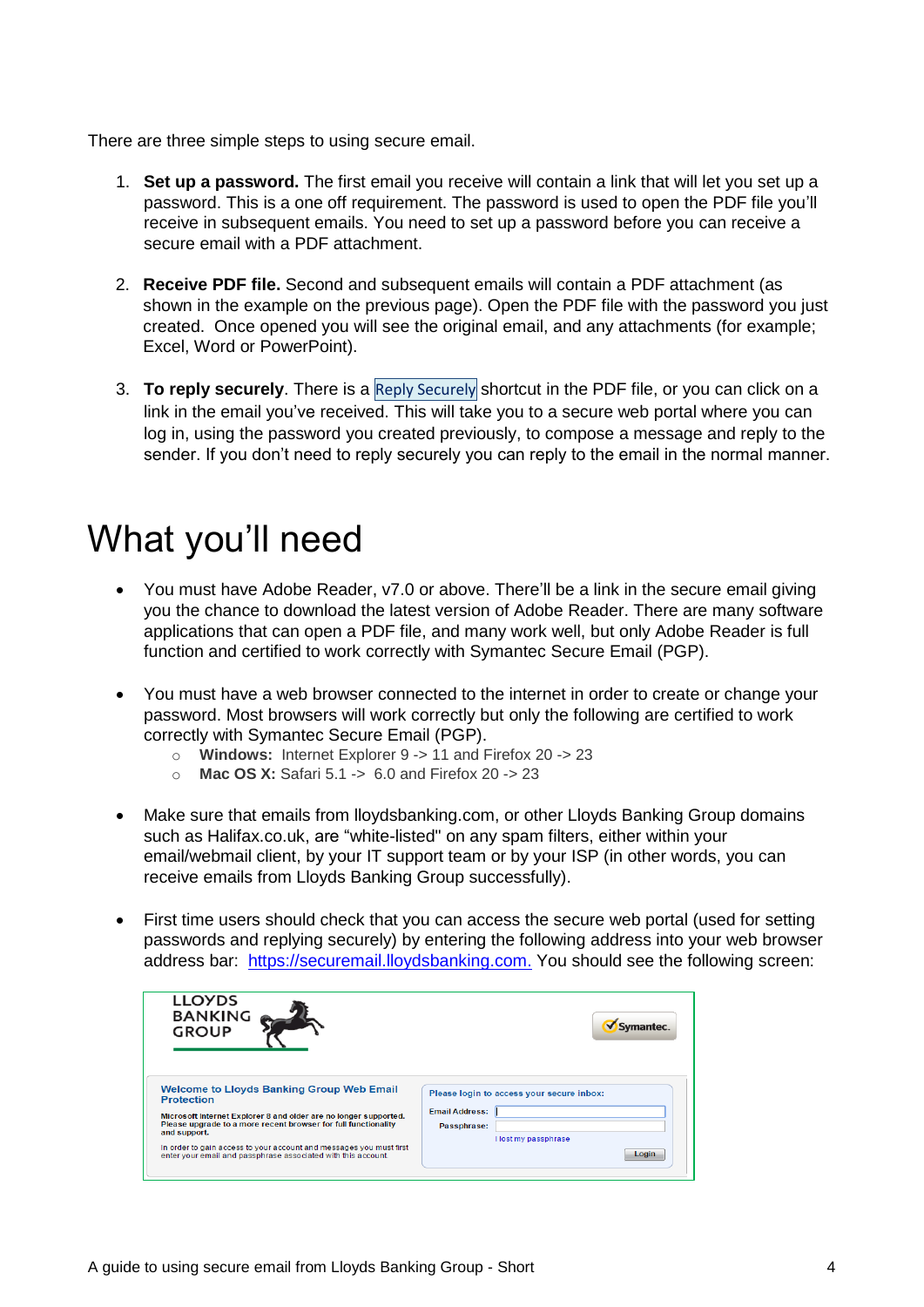There are three simple steps to using secure email.

1. **Set up a password.** The first email you receive will contain a link that will let you set up a password. This is a one off requirement. The password is used to open the PDF file you'll receive in subsequent emails. You need to set up a password before you can receive a secure email with a PDF attachment.

2. **Receive PDF file.** Second and subsequent emails will contain a PDF attachment (as shown in the example on the previous page). Open the PDF file with the password you just created. Once opened you will see the original email, and any attachments (for example; Excel, Word or PowerPoint).

3. **To reply securely**. There is a Reply Securely shortcut in the PDF file, or you can click on a link in the email you've received. This will take you to a secure web portal where you can log in, using the password you created previously, to compose a message and reply to the sender. If you don't need to reply securely you can reply to the email in the normal manner.

# What you'll need

- You must have Adobe Reader, v7.0 or above. There'll be a link in the secure email giving you the chance to download the latest version of Adobe Reader. There are many software applications that can open a PDF file, and many work well, but only Adobe Reader is full function and certified to work correctly with Symantec Secure Email (PGP).

- You must have a web browser connected to the internet in order to create or change your password. Most browsers will work correctly but only the following are certified to work correctly with Symantec Secure Email (PGP).
  - **Windows:** Internet Explorer 9 -> 11 and Firefox 20 -> 23
  - **Mac OS X:** Safari 5.1 -> 6.0 and Firefox 20 -> 23

- Make sure that emails from lloydsbanking.com, or other Lloyds Banking Group domains such as Halifax.co.uk, are "white-listed" on any spam filters, either within your email/webmail client, by your IT support team or by your ISP (in other words, you can receive emails from Lloyds Banking Group successfully).

- First time users should check that you can access the secure web portal (used for setting passwords and replying securely) by entering the following address into your web browser address bar: https://securemail.lloydsbanking.com. You should see the following screen:

LLOYDS BANKING GROUP

Symantec.

**Welcome to Lloyds Banking Group Web Email Protection**

Microsoft Internet Explorer 8 and older are no longer supported. Please upgrade to a more recent browser for full functionality and support.

In order to gain access to your account and messages you must first enter your email and passphrase associated with this account

Please login to access your secure inbox:

Email Address:

Passphrase:

I lost my passphrase

Login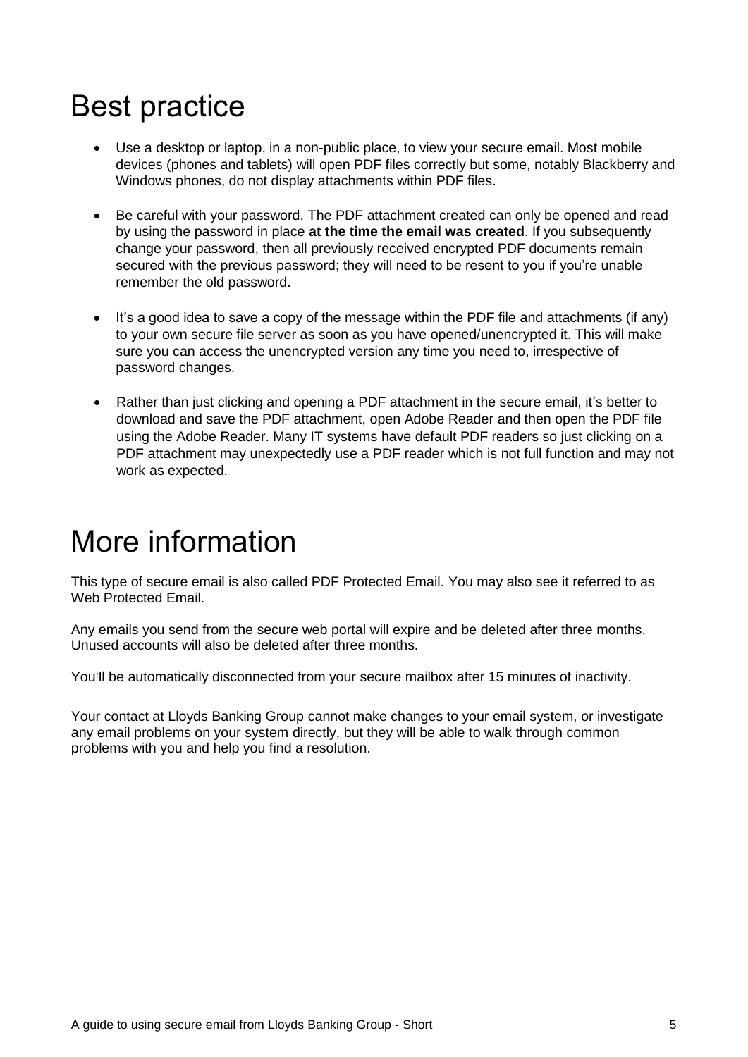# Best practice

- Use a desktop or laptop, in a non-public place, to view your secure email. Most mobile devices (phones and tablets) will open PDF files correctly but some, notably Blackberry and Windows phones, do not display attachments within PDF files.
- Be careful with your password. The PDF attachment created can only be opened and read by using the password in place **at the time the email was created**. If you subsequently change your password, then all previously received encrypted PDF documents remain secured with the previous password; they will need to be resent to you if you're unable remember the old password.
- It's a good idea to save a copy of the message within the PDF file and attachments (if any) to your own secure file server as soon as you have opened/unencrypted it. This will make sure you can access the unencrypted version any time you need to, irrespective of password changes.
- Rather than just clicking and opening a PDF attachment in the secure email, it's better to download and save the PDF attachment, open Adobe Reader and then open the PDF file using the Adobe Reader. Many IT systems have default PDF readers so just clicking on a PDF attachment may unexpectedly use a PDF reader which is not full function and may not work as expected.

# More information

This type of secure email is also called PDF Protected Email. You may also see it referred to as Web Protected Email.

Any emails you send from the secure web portal will expire and be deleted after three months. Unused accounts will also be deleted after three months.

You'll be automatically disconnected from your secure mailbox after 15 minutes of inactivity.

Your contact at Lloyds Banking Group cannot make changes to your email system, or investigate any email problems on your system directly, but they will be able to walk through common problems with you and help you find a resolution.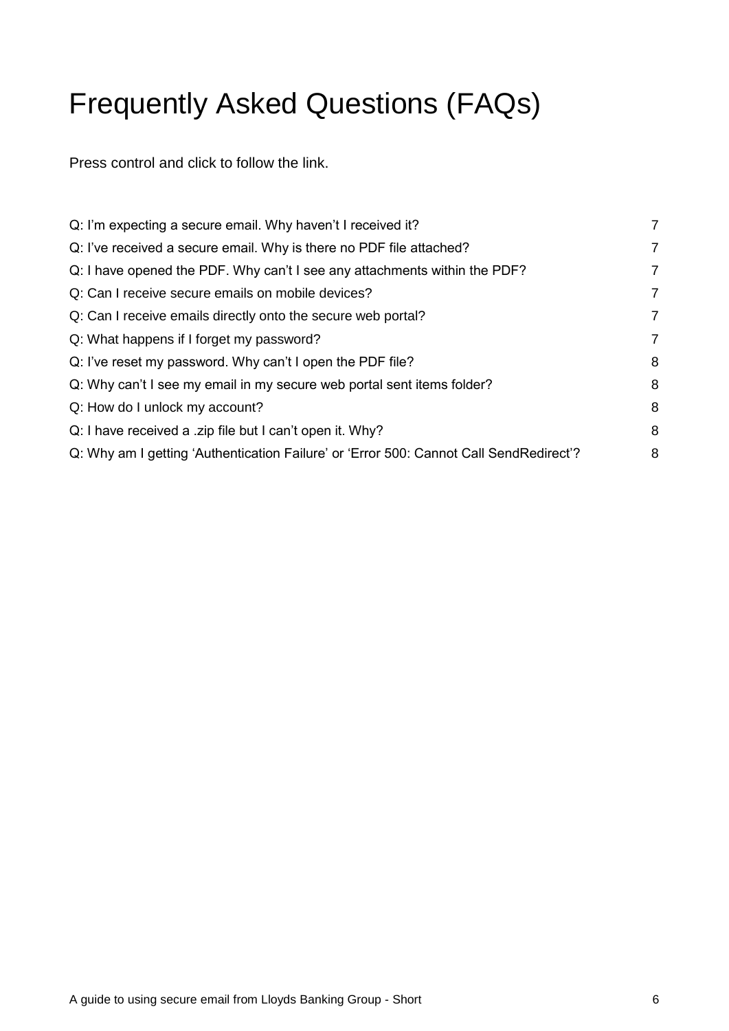# Frequently Asked Questions (FAQs)

Press control and click to follow the link.

| | |
|---|---|
| Q: I'm expecting a secure email. Why haven't I received it? | 7 |
| Q: I've received a secure email. Why is there no PDF file attached? | 7 |
| Q: I have opened the PDF. Why can't I see any attachments within the PDF? | 7 |
| Q: Can I receive secure emails on mobile devices? | 7 |
| Q: Can I receive emails directly onto the secure web portal? | 7 |
| Q: What happens if I forget my password? | 7 |
| Q: I've reset my password. Why can't I open the PDF file? | 8 |
| Q: Why can't I see my email in my secure web portal sent items folder? | 8 |
| Q: How do I unlock my account? | 8 |
| Q: I have received a .zip file but I can't open it. Why? | 8 |
| Q: Why am I getting 'Authentication Failure' or 'Error 500: Cannot Call SendRedirect'? | 8 |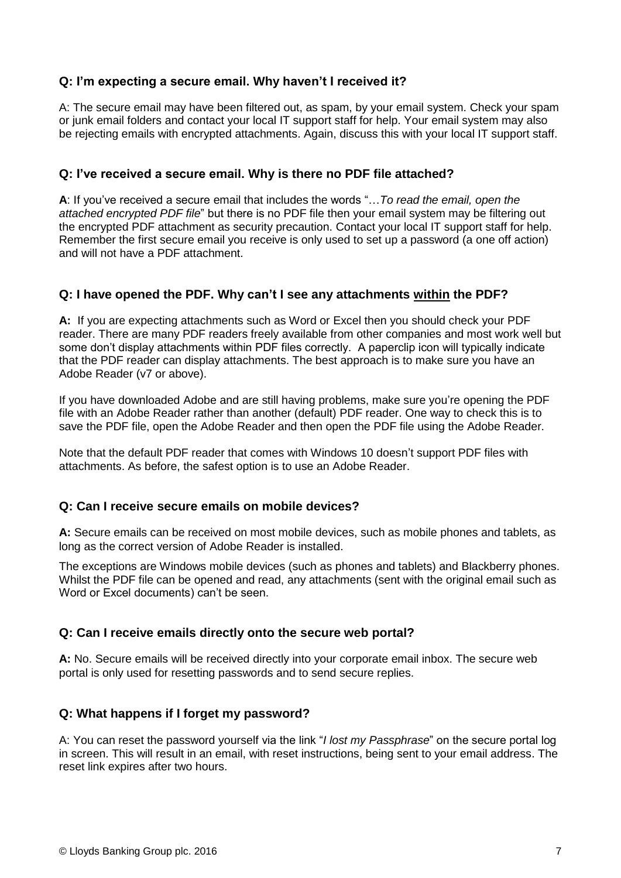### Q: I'm expecting a secure email. Why haven't I received it?

A: The secure email may have been filtered out, as spam, by your email system. Check your spam or junk email folders and contact your local IT support staff for help. Your email system may also be rejecting emails with encrypted attachments. Again, discuss this with your local IT support staff.

### Q: I've received a secure email. Why is there no PDF file attached?

**A**: If you've received a secure email that includes the words "…*To read the email, open the attached encrypted PDF file*" but there is no PDF file then your email system may be filtering out the encrypted PDF attachment as security precaution. Contact your local IT support staff for help. Remember the first secure email you receive is only used to set up a password (a one off action) and will not have a PDF attachment.

### Q: I have opened the PDF. Why can't I see any attachments <u>within</u> the PDF?

**A:** If you are expecting attachments such as Word or Excel then you should check your PDF reader. There are many PDF readers freely available from other companies and most work well but some don't display attachments within PDF files correctly. A paperclip icon will typically indicate that the PDF reader can display attachments. The best approach is to make sure you have an Adobe Reader (v7 or above).

If you have downloaded Adobe and are still having problems, make sure you're opening the PDF file with an Adobe Reader rather than another (default) PDF reader. One way to check this is to save the PDF file, open the Adobe Reader and then open the PDF file using the Adobe Reader.

Note that the default PDF reader that comes with Windows 10 doesn't support PDF files with attachments. As before, the safest option is to use an Adobe Reader.

### Q: Can I receive secure emails on mobile devices?

**A:** Secure emails can be received on most mobile devices, such as mobile phones and tablets, as long as the correct version of Adobe Reader is installed.

The exceptions are Windows mobile devices (such as phones and tablets) and Blackberry phones. Whilst the PDF file can be opened and read, any attachments (sent with the original email such as Word or Excel documents) can't be seen.

### Q: Can I receive emails directly onto the secure web portal?

**A:** No. Secure emails will be received directly into your corporate email inbox. The secure web portal is only used for resetting passwords and to send secure replies.

### Q: What happens if I forget my password?

A: You can reset the password yourself via the link "*I lost my Passphrase*" on the secure portal log in screen. This will result in an email, with reset instructions, being sent to your email address. The reset link expires after two hours.

© Lloyds Banking Group plc. 2016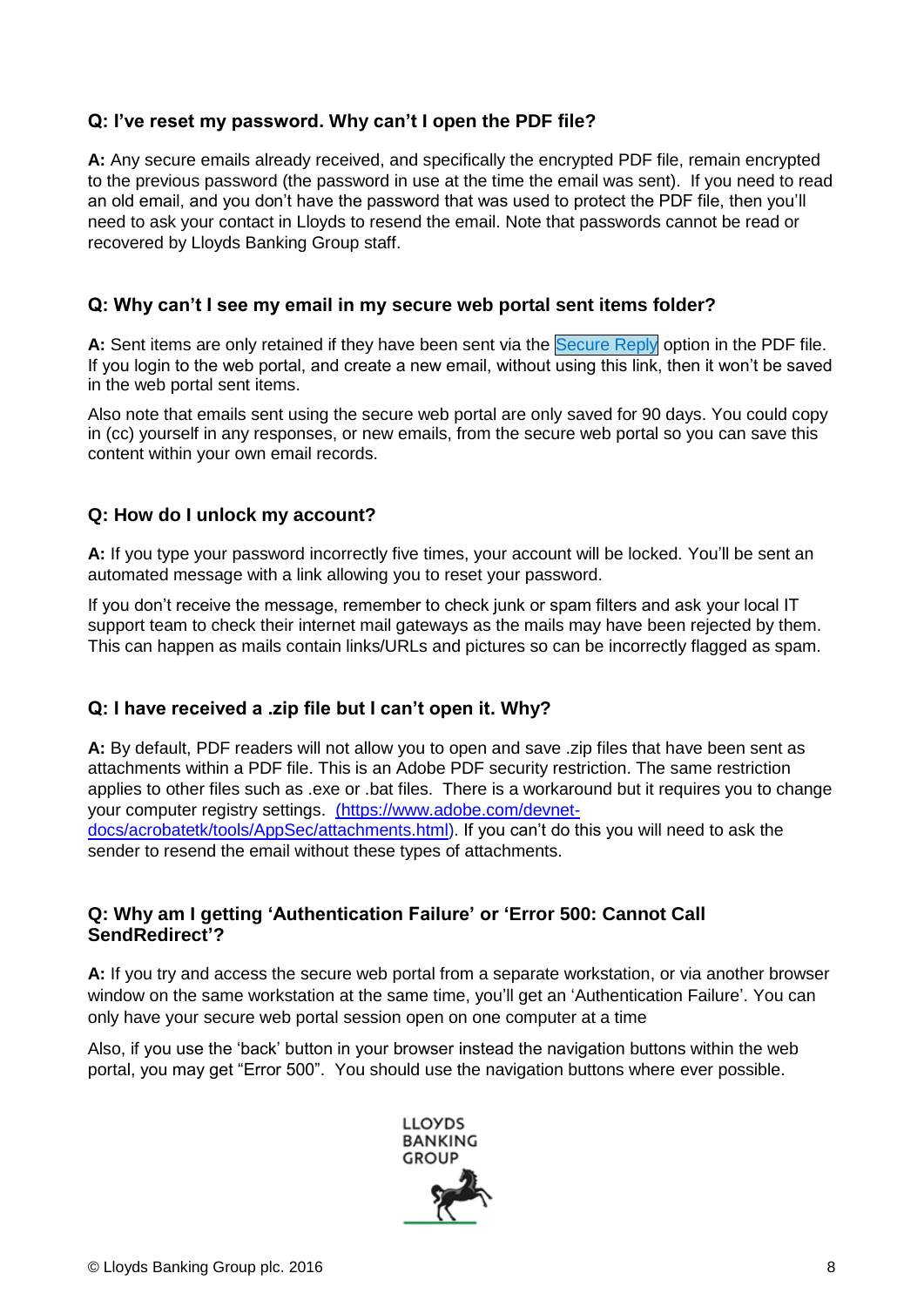### Q: I've reset my password. Why can't I open the PDF file?

**A:** Any secure emails already received, and specifically the encrypted PDF file, remain encrypted to the previous password (the password in use at the time the email was sent). If you need to read an old email, and you don't have the password that was used to protect the PDF file, then you'll need to ask your contact in Lloyds to resend the email. Note that passwords cannot be read or recovered by Lloyds Banking Group staff.

### Q: Why can't I see my email in my secure web portal sent items folder?

**A:** Sent items are only retained if they have been sent via the Secure Reply option in the PDF file. If you login to the web portal, and create a new email, without using this link, then it won't be saved in the web portal sent items.

Also note that emails sent using the secure web portal are only saved for 90 days. You could copy in (cc) yourself in any responses, or new emails, from the secure web portal so you can save this content within your own email records.

### Q: How do I unlock my account?

**A:** If you type your password incorrectly five times, your account will be locked. You'll be sent an automated message with a link allowing you to reset your password.

If you don't receive the message, remember to check junk or spam filters and ask your local IT support team to check their internet mail gateways as the mails may have been rejected by them. This can happen as mails contain links/URLs and pictures so can be incorrectly flagged as spam.

### Q: I have received a .zip file but I can't open it. Why?

**A:** By default, PDF readers will not allow you to open and save .zip files that have been sent as attachments within a PDF file. This is an Adobe PDF security restriction. The same restriction applies to other files such as .exe or .bat files. There is a workaround but it requires you to change your computer registry settings. (https://www.adobe.com/devnet-docs/acrobatetk/tools/AppSec/attachments.html). If you can't do this you will need to ask the sender to resend the email without these types of attachments.

### Q: Why am I getting 'Authentication Failure' or 'Error 500: Cannot Call SendRedirect'?

**A:** If you try and access the secure web portal from a separate workstation, or via another browser window on the same workstation at the same time, you'll get an 'Authentication Failure'. You can only have your secure web portal session open on one computer at a time

Also, if you use the 'back' button in your browser instead the navigation buttons within the web portal, you may get "Error 500". You should use the navigation buttons where ever possible.

LLOYDS BANKING GROUP

© Lloyds Banking Group plc. 2016